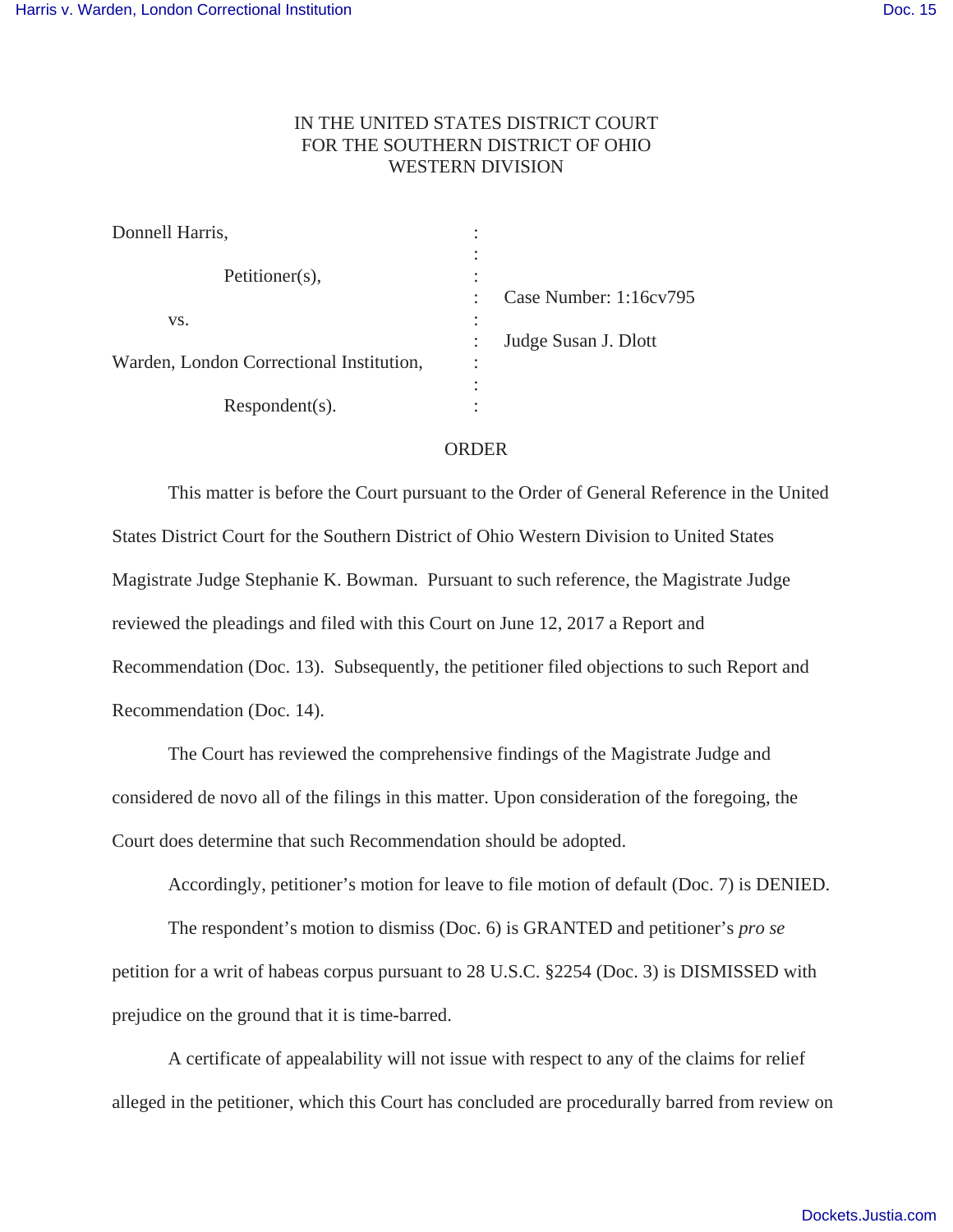IN THE UNITED STATES DISTRICT COURT
FOR THE SOUTHERN DISTRICT OF OHIO
WESTERN DIVISION

Donnell Harris,

Petitioner(s),

vs.

Warden, London Correctional Institution,

Respondent(s).

Case Number: 1:16cv795

Judge Susan J. Dlott

ORDER

This matter is before the Court pursuant to the Order of General Reference in the United States District Court for the Southern District of Ohio Western Division to United States Magistrate Judge Stephanie K. Bowman. Pursuant to such reference, the Magistrate Judge reviewed the pleadings and filed with this Court on June 12, 2017 a Report and Recommendation (Doc. 13). Subsequently, the petitioner filed objections to such Report and Recommendation (Doc. 14).

The Court has reviewed the comprehensive findings of the Magistrate Judge and considered de novo all of the filings in this matter. Upon consideration of the foregoing, the Court does determine that such Recommendation should be adopted.

Accordingly, petitioner's motion for leave to file motion of default (Doc. 7) is DENIED.

The respondent's motion to dismiss (Doc. 6) is GRANTED and petitioner's *pro se* petition for a writ of habeas corpus pursuant to 28 U.S.C. §2254 (Doc. 3) is DISMISSED with prejudice on the ground that it is time-barred.

A certificate of appealability will not issue with respect to any of the claims for relief alleged in the petitioner, which this Court has concluded are procedurally barred from review on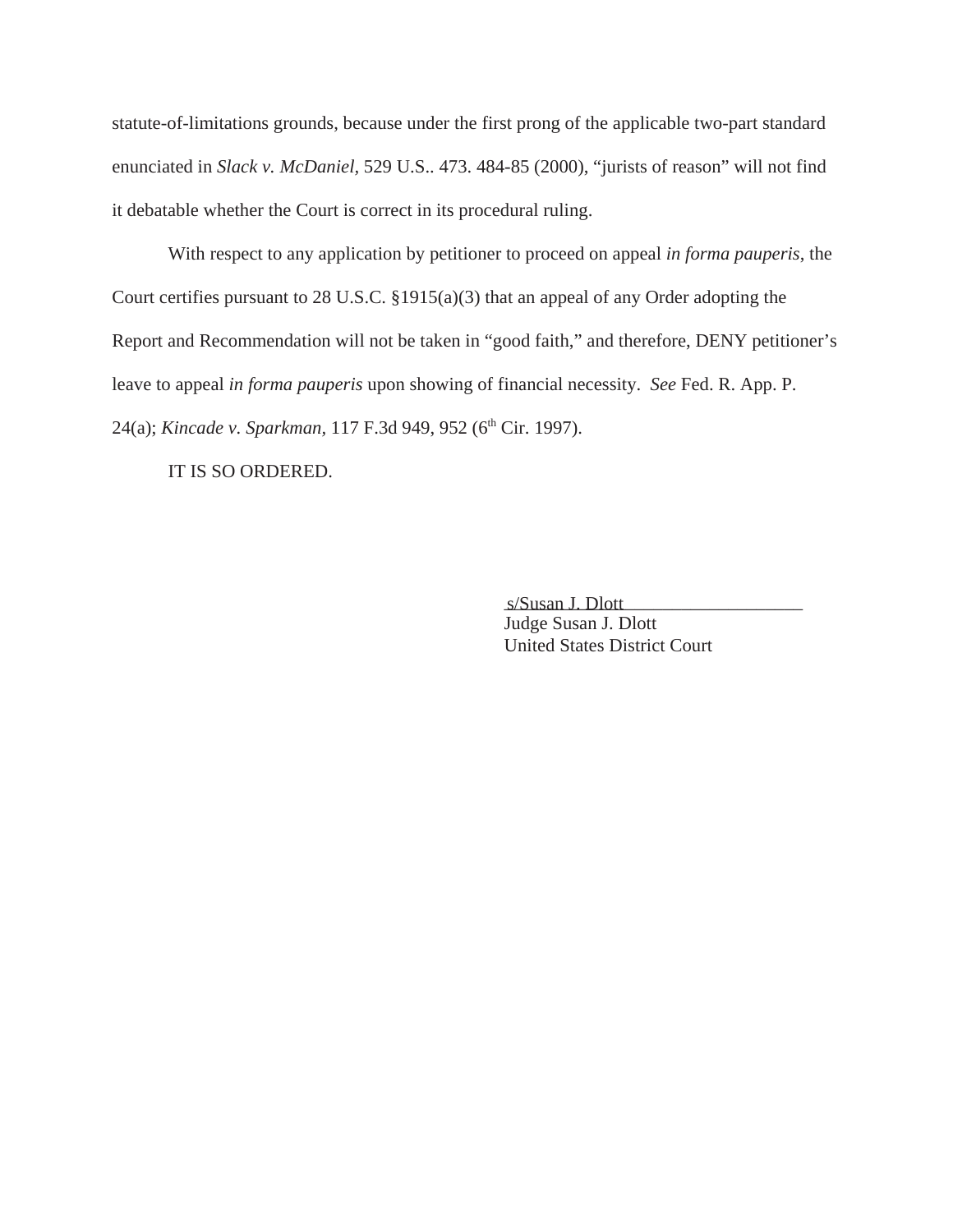statute-of-limitations grounds, because under the first prong of the applicable two-part standard enunciated in *Slack v. McDaniel*, 529 U.S.. 473. 484-85 (2000), "jurists of reason" will not find it debatable whether the Court is correct in its procedural ruling.

With respect to any application by petitioner to proceed on appeal *in forma pauperis*, the Court certifies pursuant to 28 U.S.C. §1915(a)(3) that an appeal of any Order adopting the Report and Recommendation will not be taken in "good faith," and therefore, DENY petitioner's leave to appeal *in forma pauperis* upon showing of financial necessity. *See* Fed. R. App. P. 24(a); *Kincade v. Sparkman*, 117 F.3d 949, 952 (6th Cir. 1997).

IT IS SO ORDERED.

s/Susan J. Dlott
Judge Susan J. Dlott
United States District Court